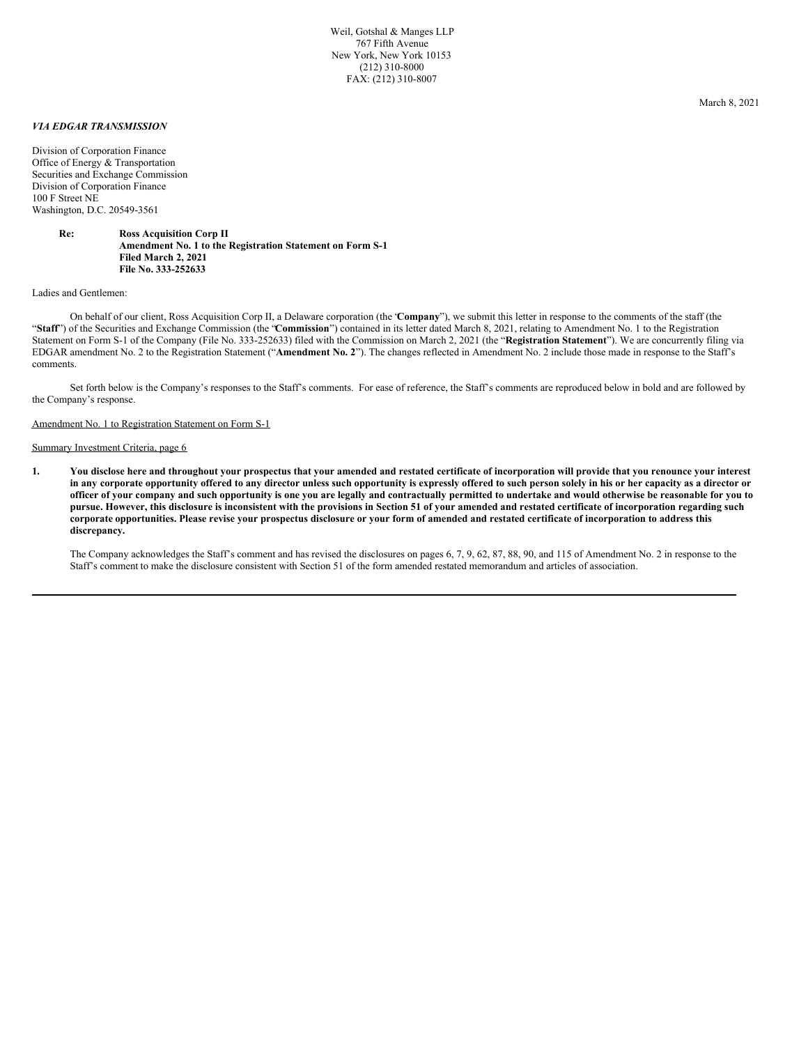Weil, Gotshal & Manges LLP
767 Fifth Avenue
New York, New York 10153
(212) 310-8000
FAX: (212) 310-8007

March 8, 2021

***VIA EDGAR TRANSMISSION***

Division of Corporation Finance
Office of Energy & Transportation
Securities and Exchange Commission
Division of Corporation Finance
100 F Street NE
Washington, D.C. 20549-3561

**Re: Ross Acquisition Corp II**
**Amendment No. 1 to the Registration Statement on Form S-1**
**Filed March 2, 2021**
**File No. 333-252633**

Ladies and Gentlemen:

On behalf of our client, Ross Acquisition Corp II, a Delaware corporation (the '**Company**"), we submit this letter in response to the comments of the staff (the "**Staff**") of the Securities and Exchange Commission (the "**Commission**") contained in its letter dated March 8, 2021, relating to Amendment No. 1 to the Registration Statement on Form S-1 of the Company (File No. 333-252633) filed with the Commission on March 2, 2021 (the "**Registration Statement**"). We are concurrently filing via EDGAR amendment No. 2 to the Registration Statement ("**Amendment No. 2**"). The changes reflected in Amendment No. 2 include those made in response to the Staff's comments.

Set forth below is the Company's responses to the Staff's comments. For ease of reference, the Staff's comments are reproduced below in bold and are followed by the Company's response.

<u>Amendment No. 1 to Registration Statement on Form S-1</u>

<u>Summary Investment Criteria, page 6</u>

**1. You disclose here and throughout your prospectus that your amended and restated certificate of incorporation will provide that you renounce your interest in any corporate opportunity offered to any director unless such opportunity is expressly offered to such person solely in his or her capacity as a director or officer of your company and such opportunity is one you are legally and contractually permitted to undertake and would otherwise be reasonable for you to pursue. However, this disclosure is inconsistent with the provisions in Section 51 of your amended and restated certificate of incorporation regarding such corporate opportunities. Please revise your prospectus disclosure or your form of amended and restated certificate of incorporation to address this discrepancy.**

The Company acknowledges the Staff's comment and has revised the disclosures on pages 6, 7, 9, 62, 87, 88, 90, and 115 of Amendment No. 2 in response to the Staff's comment to make the disclosure consistent with Section 51 of the form amended restated memorandum and articles of association.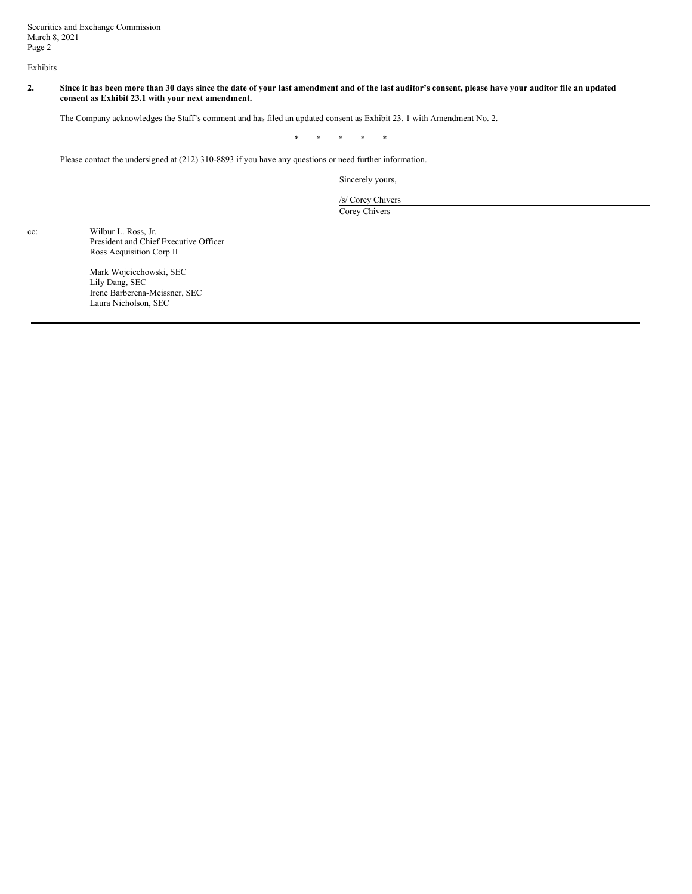Exhibits

**2. Since it has been more than 30 days since the date of your last amendment and of the last auditor's consent, please have your auditor file an updated consent as Exhibit 23.1 with your next amendment.**

The Company acknowledges the Staff's comment and has filed an updated consent as Exhibit 23. 1 with Amendment No. 2.

\* \* \* \* \*

Please contact the undersigned at (212) 310-8893 if you have any questions or need further information.

Sincerely yours,

/s/ Corey Chivers

Corey Chivers

cc: Wilbur L. Ross, Jr.
President and Chief Executive Officer
Ross Acquisition Corp II

Mark Wojciechowski, SEC
Lily Dang, SEC
Irene Barberena-Meissner, SEC
Laura Nicholson, SEC